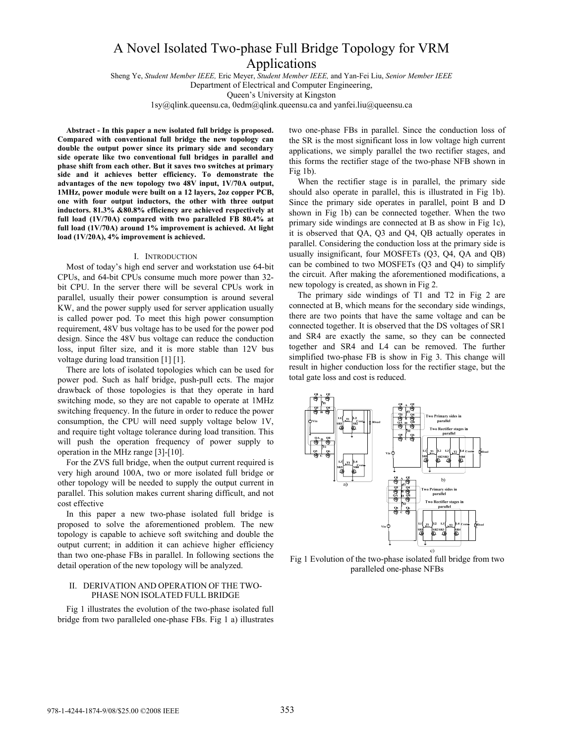# A Novel Isolated Two-phase Full Bridge Topology for VRM Applications

Sheng Ye, *Student Member IEEE,* Eric Meyer, *Student Member IEEE,* and Yan-Fei Liu, *Senior Member IEEE*
Department of Electrical and Computer Engineering,
Queen's University at Kingston
1sy@qlink.queensu.ca, 0edm@qlink.queensu.ca and yanfei.liu@queensu.ca

**Abstract - In this paper a new isolated full bridge is proposed. Compared with conventional full bridge the new topology can double the output power since its primary side and secondary side operate like two conventional full bridges in parallel and phase shift from each other. But it saves two switches at primary side and it achieves better efficiency. To demonstrate the advantages of the new topology two 48V input, 1V/70A output, 1MHz, power module were built on a 12 layers, 2oz copper PCB, one with four output inductors, the other with three output inductors. 81.3% &80.8% efficiency are achieved respectively at full load (1V/70A) compared with two paralleled FB 80.4% at full load (1V/70A) around 1% improvement is achieved. At light load (1V/20A), 4% improvement is achieved.**

## I. Introduction

Most of today's high end server and workstation use 64-bit CPUs, and 64-bit CPUs consume much more power than 32-bit CPU. In the server there will be several CPUs work in parallel, usually their power consumption is around several KW, and the power supply used for server application usually is called power pod. To meet this high power consumption requirement, 48V bus voltage has to be used for the power pod design. Since the 48V bus voltage can reduce the conduction loss, input filter size, and it is more stable than 12V bus voltage during load transition [1] [1].

There are lots of isolated topologies which can be used for power pod. Such as half bridge, push-pull ects. The major drawback of those topologies is that they operate in hard switching mode, so they are not capable to operate at 1MHz switching frequency. In the future in order to reduce the power consumption, the CPU will need supply voltage below 1V, and require tight voltage tolerance during load transition. This will push the operation frequency of power supply to operation in the MHz range [3]-[10].

For the ZVS full bridge, when the output current required is very high around 100A, two or more isolated full bridge or other topology will be needed to supply the output current in parallel. This solution makes current sharing difficult, and not cost effective

In this paper a new two-phase isolated full bridge is proposed to solve the aforementioned problem. The new topology is capable to achieve soft switching and double the output current; in addition it can achieve higher efficiency than two one-phase FBs in parallel. In following sections the detail operation of the new topology will be analyzed.

## II. Derivation and Operation of the Two-Phase Non Isolated Full Bridge

Fig 1 illustrates the evolution of the two-phase isolated full bridge from two paralleled one-phase FBs. Fig 1 a) illustrates two one-phase FBs in parallel. Since the conduction loss of the SR is the most significant loss in low voltage high current applications, we simply parallel the two rectifier stages, and this forms the rectifier stage of the two-phase NFB shown in Fig 1b).

When the rectifier stage is in parallel, the primary side should also operate in parallel, this is illustrated in Fig 1b). Since the primary side operates in parallel, point B and D shown in Fig 1b) can be connected together. When the two primary side windings are connected at B as show in Fig 1c), it is observed that QA, Q3 and Q4, QB actually operates in parallel. Considering the conduction loss at the primary side is usually insignificant, four MOSFETs (Q3, Q4, QA and QB) can be combined to two MOSFETs (Q3 and Q4) to simplify the circuit. After making the aforementioned modifications, a new topology is created, as shown in Fig 2.

The primary side windings of T1 and T2 in Fig 2 are connected at B, which means for the secondary side windings, there are two points that have the same voltage and can be connected together. It is observed that the DS voltages of SR1 and SR4 are exactly the same, so they can be connected together and SR4 and L4 can be removed. The further simplified two-phase FB is show in Fig 3. This change will result in higher conduction loss for the rectifier stage, but the total gate loss and cost is reduced.

Fig 1 Evolution of the two-phase isolated full bridge from two paralleled one-phase NFBs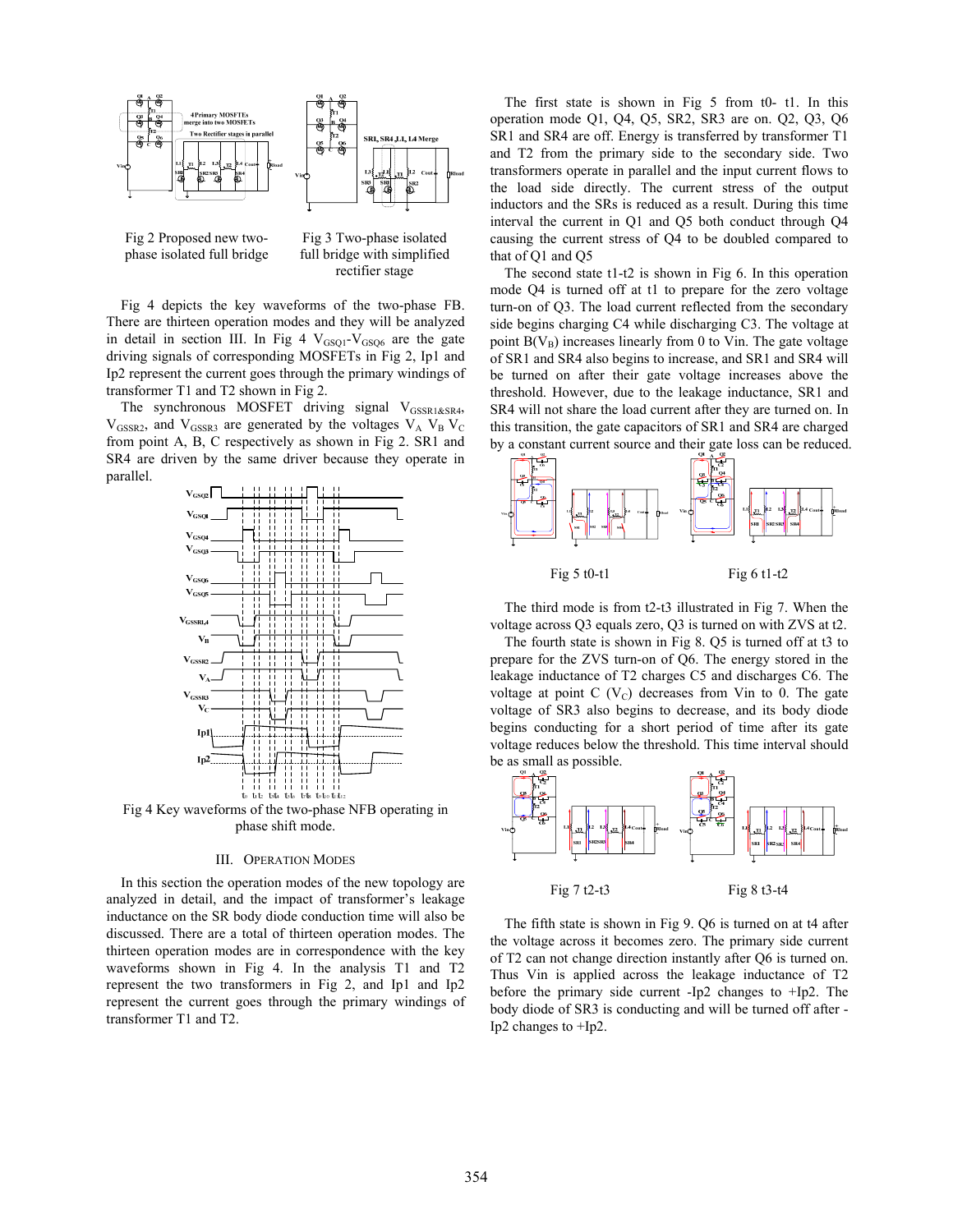Fig 2 Proposed new two-phase isolated full bridge

Fig 3 Two-phase isolated full bridge with simplified rectifier stage

Fig 4 depicts the key waveforms of the two-phase FB. There are thirteen operation modes and they will be analyzed in detail in section III. In Fig 4 $V_{GSQ1}$-$V_{GSQ6}$ are the gate driving signals of corresponding MOSFETs in Fig 2, Ip1 and Ip2 represent the current goes through the primary windings of transformer T1 and T2 shown in Fig 2.

The synchronous MOSFET driving signal $V_{GSSR1\&SR4}$, $V_{GSSR2}$, and $V_{GSSR3}$ are generated by the voltages $V_A$ $V_B$ $V_C$ from point A, B, C respectively as shown in Fig 2. SR1 and SR4 are driven by the same driver because they operate in parallel.

Fig 4 Key waveforms of the two-phase NFB operating in phase shift mode.

## III. Operation Modes

In this section the operation modes of the new topology are analyzed in detail, and the impact of transformer's leakage inductance on the SR body diode conduction time will also be discussed. There are a total of thirteen operation modes. The thirteen operation modes are in correspondence with the key waveforms shown in Fig 4. In the analysis T1 and T2 represent the two transformers in Fig 2, and Ip1 and Ip2 represent the current goes through the primary windings of transformer T1 and T2.

The first state is shown in Fig 5 from t0- t1. In this operation mode Q1, Q4, Q5, SR2, SR3 are on. Q2, Q3, Q6 SR1 and SR4 are off. Energy is transferred by transformer T1 and T2 from the primary side to the secondary side. Two transformers operate in parallel and the input current flows to the load side directly. The current stress of the output inductors and the SRs is reduced as a result. During this time interval the current in Q1 and Q5 both conduct through Q4 causing the current stress of Q4 to be doubled compared to that of Q1 and Q5

The second state t1-t2 is shown in Fig 6. In this operation mode Q4 is turned off at t1 to prepare for the zero voltage turn-on of Q3. The load current reflected from the secondary side begins charging C4 while discharging C3. The voltage at point B($V_B$) increases linearly from 0 to Vin. The gate voltage of SR1 and SR4 also begins to increase, and SR1 and SR4 will be turned on after their gate voltage increases above the threshold. However, due to the leakage inductance, SR1 and SR4 will not share the load current after they are turned on. In this transition, the gate capacitors of SR1 and SR4 are charged by a constant current source and their gate loss can be reduced.

Fig 5 t0-t1

Fig 6 t1-t2

The third mode is from t2-t3 illustrated in Fig 7. When the voltage across Q3 equals zero, Q3 is turned on with ZVS at t2.

The fourth state is shown in Fig 8. Q5 is turned off at t3 to prepare for the ZVS turn-on of Q6. The energy stored in the leakage inductance of T2 charges C5 and discharges C6. The voltage at point C ($V_C$) decreases from Vin to 0. The gate voltage of SR3 also begins to decrease, and its body diode begins conducting for a short period of time after its gate voltage reduces below the threshold. This time interval should be as small as possible.

Fig 7 t2-t3

Fig 8 t3-t4

The fifth state is shown in Fig 9. Q6 is turned on at t4 after the voltage across it becomes zero. The primary side current of T2 can not change direction instantly after Q6 is turned on. Thus Vin is applied across the leakage inductance of T2 before the primary side current -Ip2 changes to +Ip2. The body diode of SR3 is conducting and will be turned off after -Ip2 changes to +Ip2.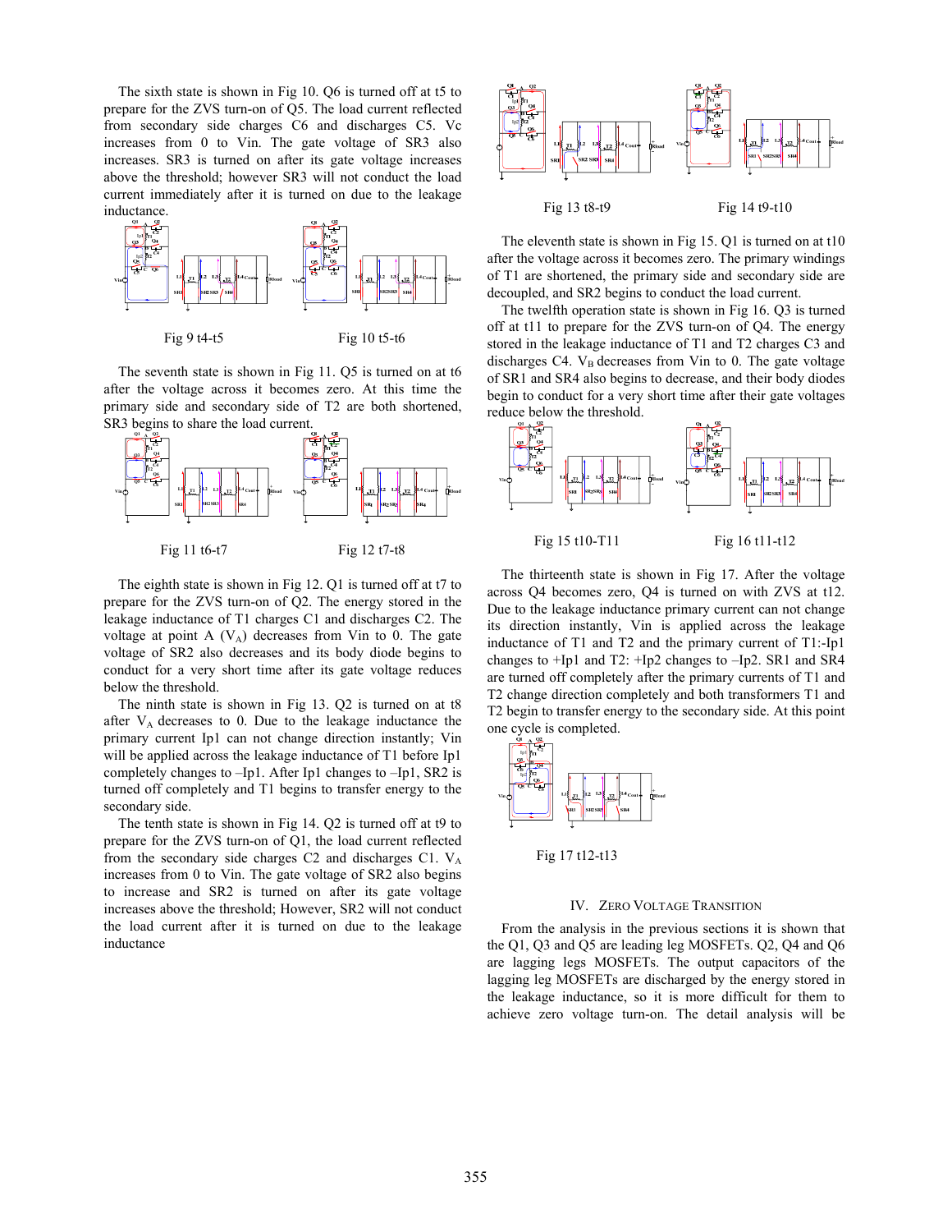The sixth state is shown in Fig 10. Q6 is turned off at t5 to prepare for the ZVS turn-on of Q5. The load current reflected from secondary side charges C6 and discharges C5. Vc increases from 0 to Vin. The gate voltage of SR3 also increases. SR3 is turned on after its gate voltage increases above the threshold; however SR3 will not conduct the load current immediately after it is turned on due to the leakage inductance.

Fig 9 t4-t5

Fig 10 t5-t6

The seventh state is shown in Fig 11. Q5 is turned on at t6 after the voltage across it becomes zero. At this time the primary side and secondary side of T2 are both shortened, SR3 begins to share the load current.

Fig 11 t6-t7

Fig 12 t7-t8

The eighth state is shown in Fig 12. Q1 is turned off at t7 to prepare for the ZVS turn-on of Q2. The energy stored in the leakage inductance of T1 charges C1 and discharges C2. The voltage at point A ($V_A$) decreases from Vin to 0. The gate voltage of SR2 also decreases and its body diode begins to conduct for a very short time after its gate voltage reduces below the threshold.

The ninth state is shown in Fig 13. Q2 is turned on at t8 after $V_A$ decreases to 0. Due to the leakage inductance the primary current Ip1 can not change direction instantly; Vin will be applied across the leakage inductance of T1 before Ip1 completely changes to –Ip1. After Ip1 changes to –Ip1, SR2 is turned off completely and T1 begins to transfer energy to the secondary side.

The tenth state is shown in Fig 14. Q2 is turned off at t9 to prepare for the ZVS turn-on of Q1, the load current reflected from the secondary side charges C2 and discharges C1. $V_A$ increases from 0 to Vin. The gate voltage of SR2 also begins to increase and SR2 is turned on after its gate voltage increases above the threshold; However, SR2 will not conduct the load current after it is turned on due to the leakage inductance

Fig 13 t8-t9

Fig 14 t9-t10

The eleventh state is shown in Fig 15. Q1 is turned on at t10 after the voltage across it becomes zero. The primary windings of T1 are shortened, the primary side and secondary side are decoupled, and SR2 begins to conduct the load current.

The twelfth operation state is shown in Fig 16. Q3 is turned off at t11 to prepare for the ZVS turn-on of Q4. The energy stored in the leakage inductance of T1 and T2 charges C3 and discharges C4. $V_B$ decreases from Vin to 0. The gate voltage of SR1 and SR4 also begins to decrease, and their body diodes begin to conduct for a very short time after their gate voltages reduce below the threshold.

Fig 15 t10-T11

Fig 16 t11-t12

The thirteenth state is shown in Fig 17. After the voltage across Q4 becomes zero, Q4 is turned on with ZVS at t12. Due to the leakage inductance primary current can not change its direction instantly, Vin is applied across the leakage inductance of T1 and T2 and the primary current of T1:-Ip1 changes to +Ip1 and T2: +Ip2 changes to –Ip2. SR1 and SR4 are turned off completely after the primary currents of T1 and T2 change direction completely and both transformers T1 and T2 begin to transfer energy to the secondary side. At this point one cycle is completed.

Fig 17 t12-t13

## IV. Zero Voltage Transition

From the analysis in the previous sections it is shown that the Q1, Q3 and Q5 are leading leg MOSFETs. Q2, Q4 and Q6 are lagging legs MOSFETs. The output capacitors of the lagging leg MOSFETs are discharged by the energy stored in the leakage inductance, so it is more difficult for them to achieve zero voltage turn-on. The detail analysis will be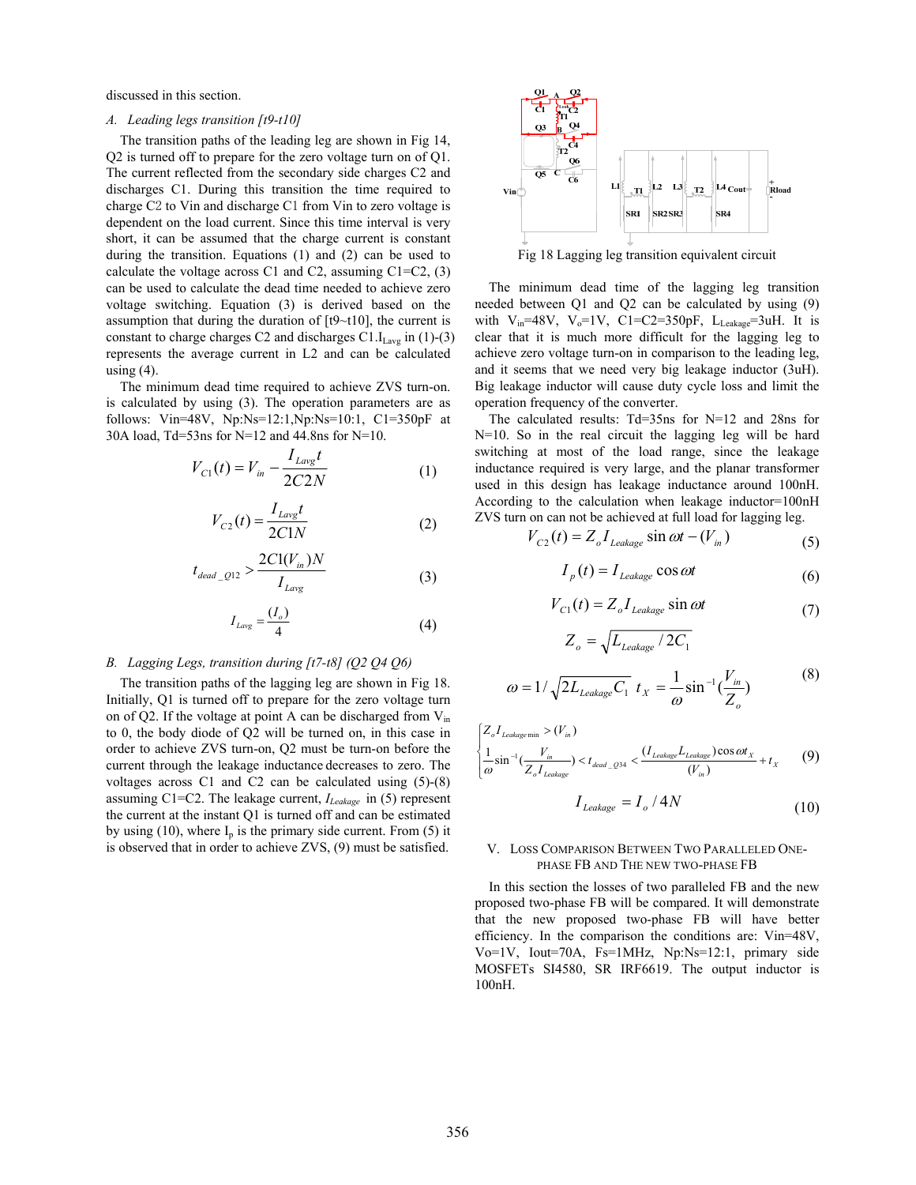discussed in this section.

### A. Leading legs transition [t9-t10]

The transition paths of the leading leg are shown in Fig 14, Q2 is turned off to prepare for the zero voltage turn on of Q1. The current reflected from the secondary side charges C2 and discharges C1. During this transition the time required to charge C2 to Vin and discharge C1 from Vin to zero voltage is dependent on the load current. Since this time interval is very short, it can be assumed that the charge current is constant during the transition. Equations (1) and (2) can be used to calculate the voltage across C1 and C2, assuming C1=C2, (3) can be used to calculate the dead time needed to achieve zero voltage switching. Equation (3) is derived based on the assumption that during the duration of [t9~t10], the current is constant to charge charges C2 and discharges C1.$I_{Lavg}$ in (1)-(3) represents the average current in L2 and can be calculated using (4).

The minimum dead time required to achieve ZVS turn-on. is calculated by using (3). The operation parameters are as follows: Vin=48V, Np:Ns=12:1,Np:Ns=10:1, C1=350pF at 30A load, Td=53ns for N=12 and 44.8ns for N=10.

$$V_{C1}(t) = V_{in} - \frac{I_{Lavg}t}{2C2N} \quad (1)$$

$$V_{C2}(t) = \frac{I_{Lavg}t}{2C1N} \quad (2)$$

$$t_{dead\_Q12} > \frac{2C1(V_{in})N}{I_{Lavg}} \quad (3)$$

$$I_{Lavg} = \frac{(I_o)}{4} \quad (4)$$

### B. Lagging Legs, transition during [t7-t8] (Q2 Q4 Q6)

The transition paths of the lagging leg are shown in Fig 18. Initially, Q1 is turned off to prepare for the zero voltage turn on of Q2. If the voltage at point A can be discharged from $V_{in}$ to 0, the body diode of Q2 will be turned on, in this case in order to achieve ZVS turn-on, Q2 must be turn-on before the current through the leakage inductance decreases to zero. The voltages across C1 and C2 can be calculated using (5)-(8) assuming C1=C2. The leakage current, $I_{Leakage}$ in (5) represent the current at the instant Q1 is turned off and can be estimated by using (10), where $I_p$ is the primary side current. From (5) it is observed that in order to achieve ZVS, (9) must be satisfied.

Fig 18 Lagging leg transition equivalent circuit

The minimum dead time of the lagging leg transition needed between Q1 and Q2 can be calculated by using (9) with $V_{in}$=48V, $V_o$=1V, C1=C2=350pF, $L_{Leakage}$=3uH. It is clear that it is much more difficult for the lagging leg to achieve zero voltage turn-on in comparison to the leading leg, and it seems that we need very big leakage inductor (3uH). Big leakage inductor will cause duty cycle loss and limit the operation frequency of the converter.

The calculated results: Td=35ns for N=12 and 28ns for N=10. So in the real circuit the lagging leg will be hard switching at most of the load range, since the leakage inductance required is very large, and the planar transformer used in this design has leakage inductance around 100nH. According to the calculation when leakage inductor=100nH ZVS turn on can not be achieved at full load for lagging leg.

$$V_{C2}(t) = Z_o I_{Leakage} \sin \omega t - (V_{in}) \quad (5)$$

$$I_p(t) = I_{Leakage} \cos \omega t \quad (6)$$

$$V_{C1}(t) = Z_o I_{Leakage} \sin \omega t \quad (7)$$

$$Z_o = \sqrt{L_{Leakage} / 2C_1}$$

$$\omega = 1/\sqrt{2L_{Leakage}C_1} \quad t_X = \frac{1}{\omega}\sin^{-1}(\frac{V_{in}}{Z_o}) \quad (8)$$

$$\begin{cases} Z_o I_{Leakage\min} > (V_{in}) \\ \frac{1}{\omega}\sin^{-1}(\frac{V_{in}}{Z_o I_{Leakage}}) < t_{dead\_Q34} < \frac{(I_{Leakage}L_{Leakage})\cos \omega t_X}{(V_{in})} + t_X \end{cases} \quad (9)$$

$$I_{Leakage} = I_o / 4N \quad (10)$$

## V. Loss Comparison Between Two Paralleled One-Phase FB and the New Two-Phase FB

In this section the losses of two paralleled FB and the new proposed two-phase FB will be compared. It will demonstrate that the new proposed two-phase FB will have better efficiency. In the comparison the conditions are: Vin=48V, Vo=1V, Iout=70A, Fs=1MHz, Np:Ns=12:1, primary side MOSFETs SI4580, SR IRF6619. The output inductor is 100nH.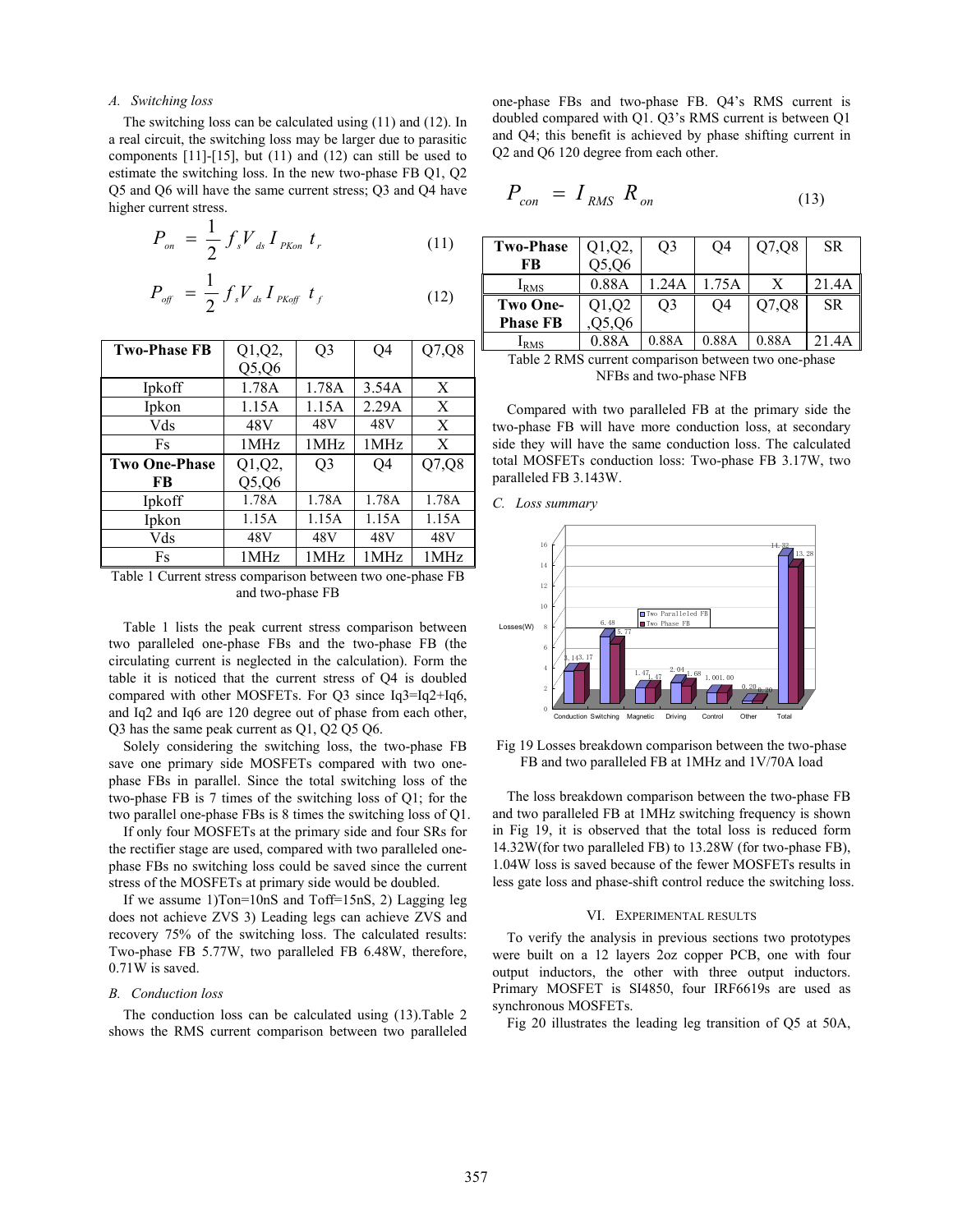### A. Switching loss

The switching loss can be calculated using (11) and (12). In a real circuit, the switching loss may be larger due to parasitic components [11]-[15], but (11) and (12) can still be used to estimate the switching loss. In the new two-phase FB Q1, Q2 Q5 and Q6 will have the same current stress; Q3 and Q4 have higher current stress.

$$P_{on} = \frac{1}{2} f_s V_{ds} I_{PKon} t_r \quad (11)$$

$$P_{off} = \frac{1}{2} f_s V_{ds} I_{PKoff} t_f \quad (12)$$

| **Two-Phase FB** | Q1,Q2, Q5,Q6 | Q3 | Q4 | Q7,Q8 |
|---|---|---|---|---|
| Ipkoff | 1.78A | 1.78A | 3.54A | X |
| Ipkon | 1.15A | 1.15A | 2.29A | X |
| Vds | 48V | 48V | 48V | X |
| Fs | 1MHz | 1MHz | 1MHz | X |
| **Two One-Phase FB** | Q1,Q2, Q5,Q6 | Q3 | Q4 | Q7,Q8 |
| Ipkoff | 1.78A | 1.78A | 1.78A | 1.78A |
| Ipkon | 1.15A | 1.15A | 1.15A | 1.15A |
| Vds | 48V | 48V | 48V | 48V |
| Fs | 1MHz | 1MHz | 1MHz | 1MHz |

Table 1 Current stress comparison between two one-phase FB and two-phase FB

Table 1 lists the peak current stress comparison between two paralleled one-phase FBs and the two-phase FB (the circulating current is neglected in the calculation). Form the table it is noticed that the current stress of Q4 is doubled compared with other MOSFETs. For Q3 since Iq3=Iq2+Iq6, and Iq2 and Iq6 are 120 degree out of phase from each other, Q3 has the same peak current as Q1, Q2 Q5 Q6.

Solely considering the switching loss, the two-phase FB save one primary side MOSFETs compared with two one-phase FBs in parallel. Since the total switching loss of the two-phase FB is 7 times of the switching loss of Q1; for the two parallel one-phase FBs is 8 times the switching loss of Q1.

If only four MOSFETs at the primary side and four SRs for the rectifier stage are used, compared with two paralleled one-phase FBs no switching loss could be saved since the current stress of the MOSFETs at primary side would be doubled.

If we assume 1)Ton=10nS and Toff=15nS, 2) Lagging leg does not achieve ZVS 3) Leading legs can achieve ZVS and recovery 75% of the switching loss. The calculated results: Two-phase FB 5.77W, two paralleled FB 6.48W, therefore, 0.71W is saved.

### B. Conduction loss

The conduction loss can be calculated using (13).Table 2 shows the RMS current comparison between two paralleled one-phase FBs and two-phase FB. Q4's RMS current is doubled compared with Q1. Q3's RMS current is between Q1 and Q4; this benefit is achieved by phase shifting current in Q2 and Q6 120 degree from each other.

$$P_{con} = I_{RMS} R_{on} \quad (13)$$

| **Two-Phase FB** | Q1,Q2, Q5,Q6 | Q3 | Q4 | Q7,Q8 | SR |
|---|---|---|---|---|---|
| $I_{RMS}$ | 0.88A | 1.24A | 1.75A | X | 21.4A |
| **Two One-Phase FB** | Q1,Q2 ,Q5,Q6 | Q3 | Q4 | Q7,Q8 | SR |
| $I_{RMS}$ | 0.88A | 0.88A | 0.88A | 0.88A | 21.4A |

Table 2 RMS current comparison between two one-phase NFBs and two-phase NFB

Compared with two paralleled FB at the primary side the two-phase FB will have more conduction loss, at secondary side they will have the same conduction loss. The calculated total MOSFETs conduction loss: Two-phase FB 3.17W, two paralleled FB 3.143W.

### C. Loss summary

Fig 19 Losses breakdown comparison between the two-phase FB and two paralleled FB at 1MHz and 1V/70A load

The loss breakdown comparison between the two-phase FB and two paralleled FB at 1MHz switching frequency is shown in Fig 19, it is observed that the total loss is reduced form 14.32W(for two paralleled FB) to 13.28W (for two-phase FB), 1.04W loss is saved because of the fewer MOSFETs results in less gate loss and phase-shift control reduce the switching loss.

## VI. Experimental Results

To verify the analysis in previous sections two prototypes were built on a 12 layers 2oz copper PCB, one with four output inductors, the other with three output inductors. Primary MOSFET is SI4850, four IRF6619s are used as synchronous MOSFETs.

Fig 20 illustrates the leading leg transition of Q5 at 50A,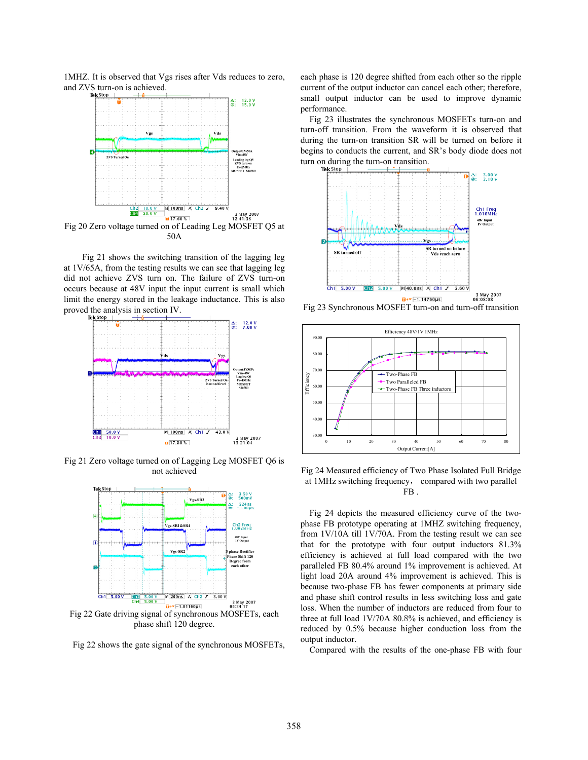1MHZ. It is observed that Vgs rises after Vds reduces to zero, and ZVS turn-on is achieved.

Fig 20 Zero voltage turned on of Leading Leg MOSFET Q5 at 50A

Fig 21 shows the switching transition of the lagging leg at 1V/65A, from the testing results we can see that lagging leg did not achieve ZVS turn on. The failure of ZVS turn-on occurs because at 48V input the input current is small which limit the energy stored in the leakage inductance. This is also proved the analysis in section IV.

Fig 21 Zero voltage turned on of Lagging Leg MOSFET Q6 is not achieved

Fig 22 Gate driving signal of synchronous MOSFETs, each phase shift 120 degree.

Fig 22 shows the gate signal of the synchronous MOSFETs, each phase is 120 degree shifted from each other so the ripple current of the output inductor can cancel each other; therefore, small output inductor can be used to improve dynamic performance.

Fig 23 illustrates the synchronous MOSFETs turn-on and turn-off transition. From the waveform it is observed that during the turn-on transition SR will be turned on before it begins to conducts the current, and SR's body diode does not turn on during the turn-on transition.

Fig 23 Synchronous MOSFET turn-on and turn-off transition

Fig 24 Measured efficiency of Two Phase Isolated Full Bridge at 1MHz switching frequency， compared with two parallel FB .

Fig 24 depicts the measured efficiency curve of the two-phase FB prototype operating at 1MHZ switching frequency, from 1V/10A till 1V/70A. From the testing result we can see that for the prototype with four output inductors 81.3% efficiency is achieved at full load compared with the two paralleled FB 80.4% around 1% improvement is achieved. At light load 20A around 4% improvement is achieved. This is because two-phase FB has fewer components at primary side and phase shift control results in less switching loss and gate loss. When the number of inductors are reduced from four to three at full load 1V/70A 80.8% is achieved, and efficiency is reduced by 0.5% because higher conduction loss from the output inductor.

Compared with the results of the one-phase FB with four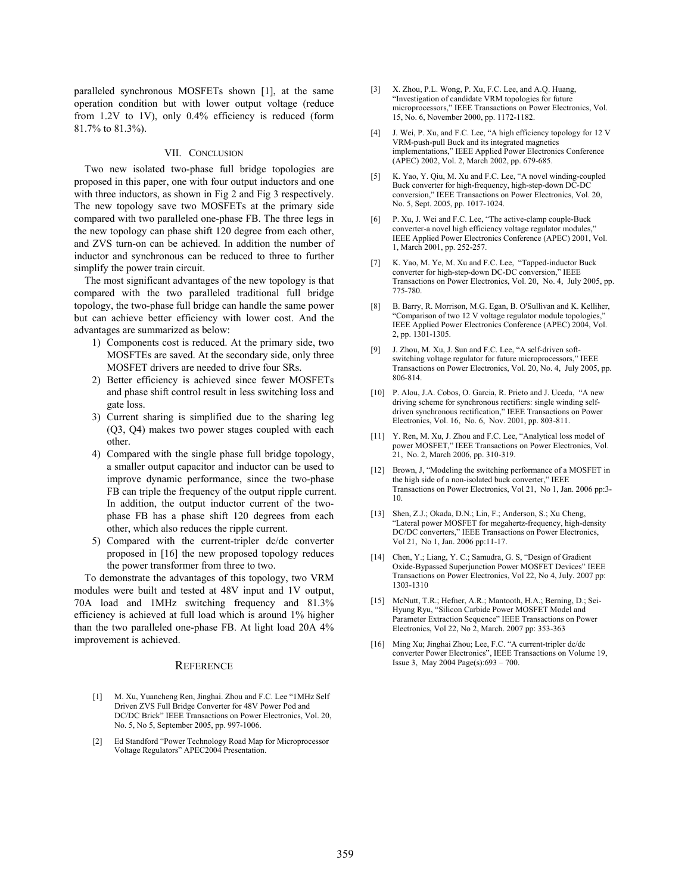paralleled synchronous MOSFETs shown [1], at the same operation condition but with lower output voltage (reduce from 1.2V to 1V), only 0.4% efficiency is reduced (form 81.7% to 81.3%).

## VII. Conclusion

Two new isolated two-phase full bridge topologies are proposed in this paper, one with four output inductors and one with three inductors, as shown in Fig 2 and Fig 3 respectively. The new topology save two MOSFETs at the primary side compared with two paralleled one-phase FB. The three legs in the new topology can phase shift 120 degree from each other, and ZVS turn-on can be achieved. In addition the number of inductor and synchronous can be reduced to three to further simplify the power train circuit.

The most significant advantages of the new topology is that compared with the two paralleled traditional full bridge topology, the two-phase full bridge can handle the same power but can achieve better efficiency with lower cost. And the advantages are summarized as below:

1) Components cost is reduced. At the primary side, two MOSFTEs are saved. At the secondary side, only three MOSFET drivers are needed to drive four SRs.
2) Better efficiency is achieved since fewer MOSFETs and phase shift control result in less switching loss and gate loss.
3) Current sharing is simplified due to the sharing leg (Q3, Q4) makes two power stages coupled with each other.
4) Compared with the single phase full bridge topology, a smaller output capacitor and inductor can be used to improve dynamic performance, since the two-phase FB can triple the frequency of the output ripple current. In addition, the output inductor current of the two-phase FB has a phase shift 120 degrees from each other, which also reduces the ripple current.
5) Compared with the current-tripler dc/dc converter proposed in [16] the new proposed topology reduces the power transformer from three to two.

To demonstrate the advantages of this topology, two VRM modules were built and tested at 48V input and 1V output, 70A load and 1MHz switching frequency and 81.3% efficiency is achieved at full load which is around 1% higher than the two paralleled one-phase FB. At light load 20A 4% improvement is achieved.

## Reference

[1] M. Xu, Yuancheng Ren, Jinghai. Zhou and F.C. Lee "1MHz Self Driven ZVS Full Bridge Converter for 48V Power Pod and DC/DC Brick" IEEE Transactions on Power Electronics, Vol. 20, No. 5, No 5, September 2005, pp. 997-1006.

[2] Ed Standford "Power Technology Road Map for Microprocessor Voltage Regulators" APEC2004 Presentation.

[3] X. Zhou, P.L. Wong, P. Xu, F.C. Lee, and A.Q. Huang, "Investigation of candidate VRM topologies for future microprocessors," IEEE Transactions on Power Electronics, Vol. 15, No. 6, November 2000, pp. 1172-1182.

[4] J. Wei, P. Xu, and F.C. Lee, "A high efficiency topology for 12 V VRM-push-pull Buck and its integrated magnetics implementations," IEEE Applied Power Electronics Conference (APEC) 2002, Vol. 2, March 2002, pp. 679-685.

[5] K. Yao, Y. Qiu, M. Xu and F.C. Lee, "A novel winding-coupled Buck converter for high-frequency, high-step-down DC-DC conversion," IEEE Transactions on Power Electronics, Vol. 20, No. 5, Sept. 2005, pp. 1017-1024.

[6] P. Xu, J. Wei and F.C. Lee, "The active-clamp couple-Buck converter-a novel high efficiency voltage regulator modules," IEEE Applied Power Electronics Conference (APEC) 2001, Vol. 1, March 2001, pp. 252-257.

[7] K. Yao, M. Ye, M. Xu and F.C. Lee, "Tapped-inductor Buck converter for high-step-down DC-DC conversion," IEEE Transactions on Power Electronics, Vol. 20, No. 4, July 2005, pp. 775-780.

[8] B. Barry, R. Morrison, M.G. Egan, B. O'Sullivan and K. Kelliher, "Comparison of two 12 V voltage regulator module topologies," IEEE Applied Power Electronics Conference (APEC) 2004, Vol. 2, pp. 1301-1305.

[9] J. Zhou, M. Xu, J. Sun and F.C. Lee, "A self-driven soft-switching voltage regulator for future microprocessors," IEEE Transactions on Power Electronics, Vol. 20, No. 4, July 2005, pp. 806-814.

[10] P. Alou, J.A. Cobos, O. Garcia, R. Prieto and J. Uceda, "A new driving scheme for synchronous rectifiers: single winding self-driven synchronous rectification," IEEE Transactions on Power Electronics, Vol. 16, No. 6, Nov. 2001, pp. 803-811.

[11] Y. Ren, M. Xu, J. Zhou and F.C. Lee, "Analytical loss model of power MOSFET," IEEE Transactions on Power Electronics, Vol. 21, No. 2, March 2006, pp. 310-319.

[12] Brown, J, "Modeling the switching performance of a MOSFET in the high side of a non-isolated buck converter," IEEE Transactions on Power Electronics, Vol 21, No 1, Jan. 2006 pp:3-10.

[13] Shen, Z.J.; Okada, D.N.; Lin, F.; Anderson, S.; Xu Cheng, "Lateral power MOSFET for megahertz-frequency, high-density DC/DC converters," IEEE Transactions on Power Electronics, Vol 21, No 1, Jan. 2006 pp:11-17.

[14] Chen, Y.; Liang, Y. C.; Samudra, G. S, "Design of Gradient Oxide-Bypassed Superjunction Power MOSFET Devices" IEEE Transactions on Power Electronics, Vol 22, No 4, July. 2007 pp: 1303-1310

[15] McNutt, T.R.; Hefner, A.R.; Mantooth, H.A.; Berning, D.; Sei-Hyung Ryu, "Silicon Carbide Power MOSFET Model and Parameter Extraction Sequence" IEEE Transactions on Power Electronics, Vol 22, No 2, March. 2007 pp: 353-363

[16] Ming Xu; Jinghai Zhou; Lee, F.C. "A current-tripler dc/dc converter Power Electronics", IEEE Transactions on Volume 19, Issue 3, May 2004 Page(s):693 – 700.